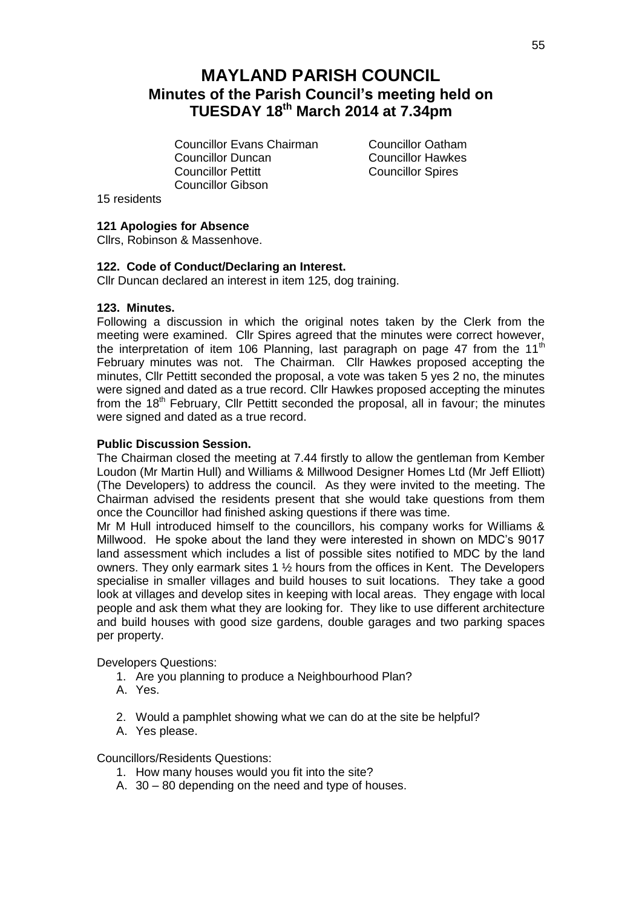# MAYLAND PARISH COUNCIL

## Minutes of the Parish Council's meeting held on TUESDAY 18th March 2014 at 7.34pm

Councillor Evans Chairman
Councillor Duncan
Councillor Pettitt
Councillor Gibson
Councillor Oatham
Councillor Hawkes
Councillor Spires

15 residents

**121 Apologies for Absence**

Cllrs, Robinson & Massenhove.

**122. Code of Conduct/Declaring an Interest.**

Cllr Duncan declared an interest in item 125, dog training.

**123. Minutes.**

Following a discussion in which the original notes taken by the Clerk from the meeting were examined. Cllr Spires agreed that the minutes were correct however, the interpretation of item 106 Planning, last paragraph on page 47 from the 11th February minutes was not. The Chairman. Cllr Hawkes proposed accepting the minutes, Cllr Pettitt seconded the proposal, a vote was taken 5 yes 2 no, the minutes were signed and dated as a true record. Cllr Hawkes proposed accepting the minutes from the 18th February, Cllr Pettitt seconded the proposal, all in favour; the minutes were signed and dated as a true record.

**Public Discussion Session.**

The Chairman closed the meeting at 7.44 firstly to allow the gentleman from Kember Loudon (Mr Martin Hull) and Williams & Millwood Designer Homes Ltd (Mr Jeff Elliott) (The Developers) to address the council. As they were invited to the meeting. The Chairman advised the residents present that she would take questions from them once the Councillor had finished asking questions if there was time.

Mr M Hull introduced himself to the councillors, his company works for Williams & Millwood. He spoke about the land they were interested in shown on MDC's 9017 land assessment which includes a list of possible sites notified to MDC by the land owners. They only earmark sites 1 ½ hours from the offices in Kent. The Developers specialise in smaller villages and build houses to suit locations. They take a good look at villages and develop sites in keeping with local areas. They engage with local people and ask them what they are looking for. They like to use different architecture and build houses with good size gardens, double garages and two parking spaces per property.

Developers Questions:

1. Are you planning to produce a Neighbourhood Plan?
   A. Yes.
2. Would a pamphlet showing what we can do at the site be helpful?
   A. Yes please.

Councillors/Residents Questions:

1. How many houses would you fit into the site?
   A. 30 – 80 depending on the need and type of houses.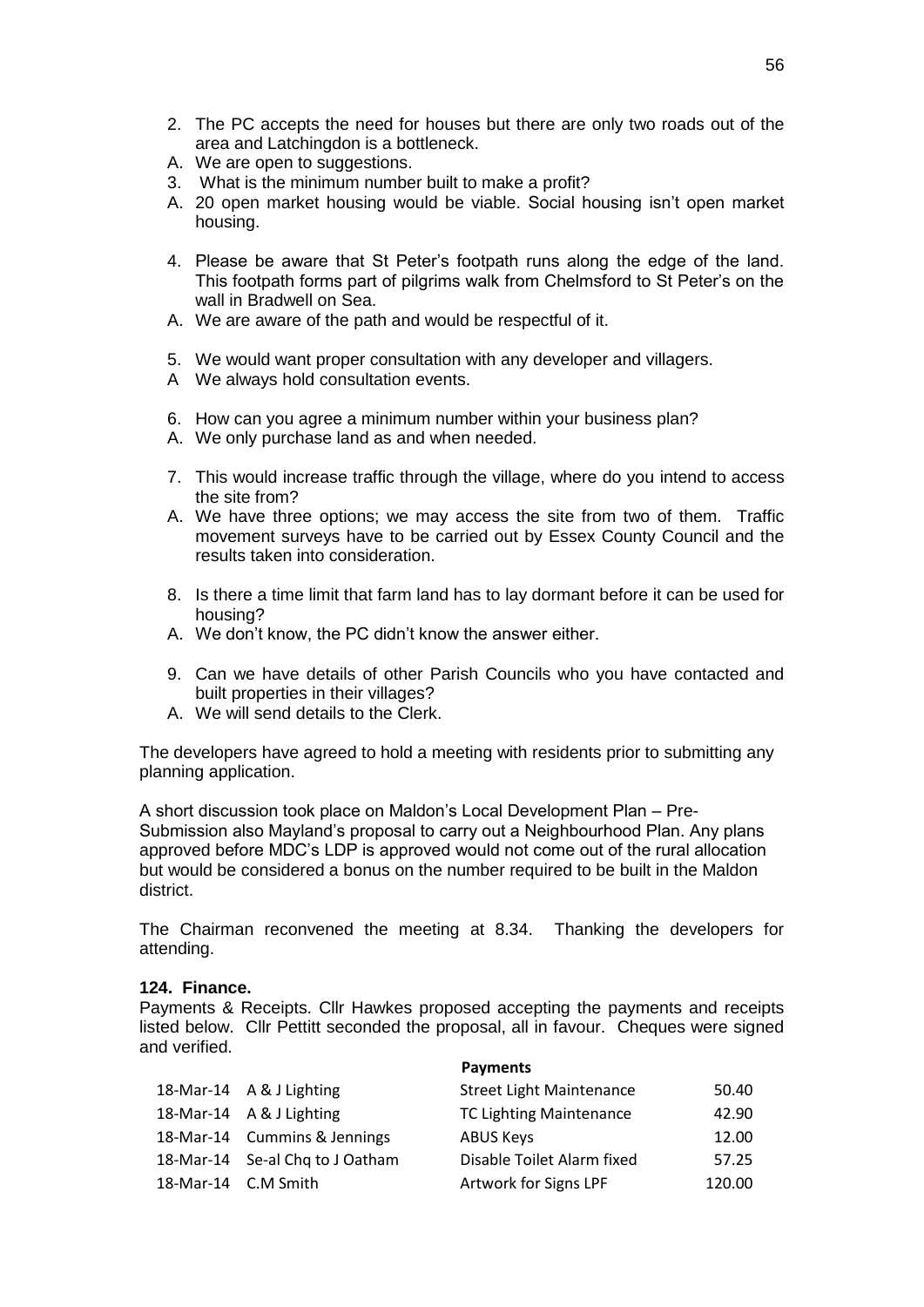2. The PC accepts the need for houses but there are only two roads out of the area and Latchingdon is a bottleneck.
A. We are open to suggestions.
3. What is the minimum number built to make a profit?
A. 20 open market housing would be viable. Social housing isn't open market housing.

4. Please be aware that St Peter's footpath runs along the edge of the land. This footpath forms part of pilgrims walk from Chelmsford to St Peter's on the wall in Bradwell on Sea.
A. We are aware of the path and would be respectful of it.

5. We would want proper consultation with any developer and villagers.
A We always hold consultation events.

6. How can you agree a minimum number within your business plan?
A. We only purchase land as and when needed.

7. This would increase traffic through the village, where do you intend to access the site from?
A. We have three options; we may access the site from two of them. Traffic movement surveys have to be carried out by Essex County Council and the results taken into consideration.

8. Is there a time limit that farm land has to lay dormant before it can be used for housing?
A. We don't know, the PC didn't know the answer either.

9. Can we have details of other Parish Councils who you have contacted and built properties in their villages?
A. We will send details to the Clerk.

The developers have agreed to hold a meeting with residents prior to submitting any planning application.

A short discussion took place on Maldon's Local Development Plan – Pre-Submission also Mayland's proposal to carry out a Neighbourhood Plan. Any plans approved before MDC's LDP is approved would not come out of the rural allocation but would be considered a bonus on the number required to be built in the Maldon district.

The Chairman reconvened the meeting at 8.34. Thanking the developers for attending.

**124. Finance.**

Payments & Receipts. Cllr Hawkes proposed accepting the payments and receipts listed below. Cllr Pettitt seconded the proposal, all in favour. Cheques were signed and verified.

| | | **Payments** | |
|---|---|---|---|
| 18-Mar-14 | A & J Lighting | Street Light Maintenance | 50.40 |
| 18-Mar-14 | A & J Lighting | TC Lighting Maintenance | 42.90 |
| 18-Mar-14 | Cummins & Jennings | ABUS Keys | 12.00 |
| 18-Mar-14 | Se-al Chq to J Oatham | Disable Toilet Alarm fixed | 57.25 |
| 18-Mar-14 | C.M Smith | Artwork for Signs LPF | 120.00 |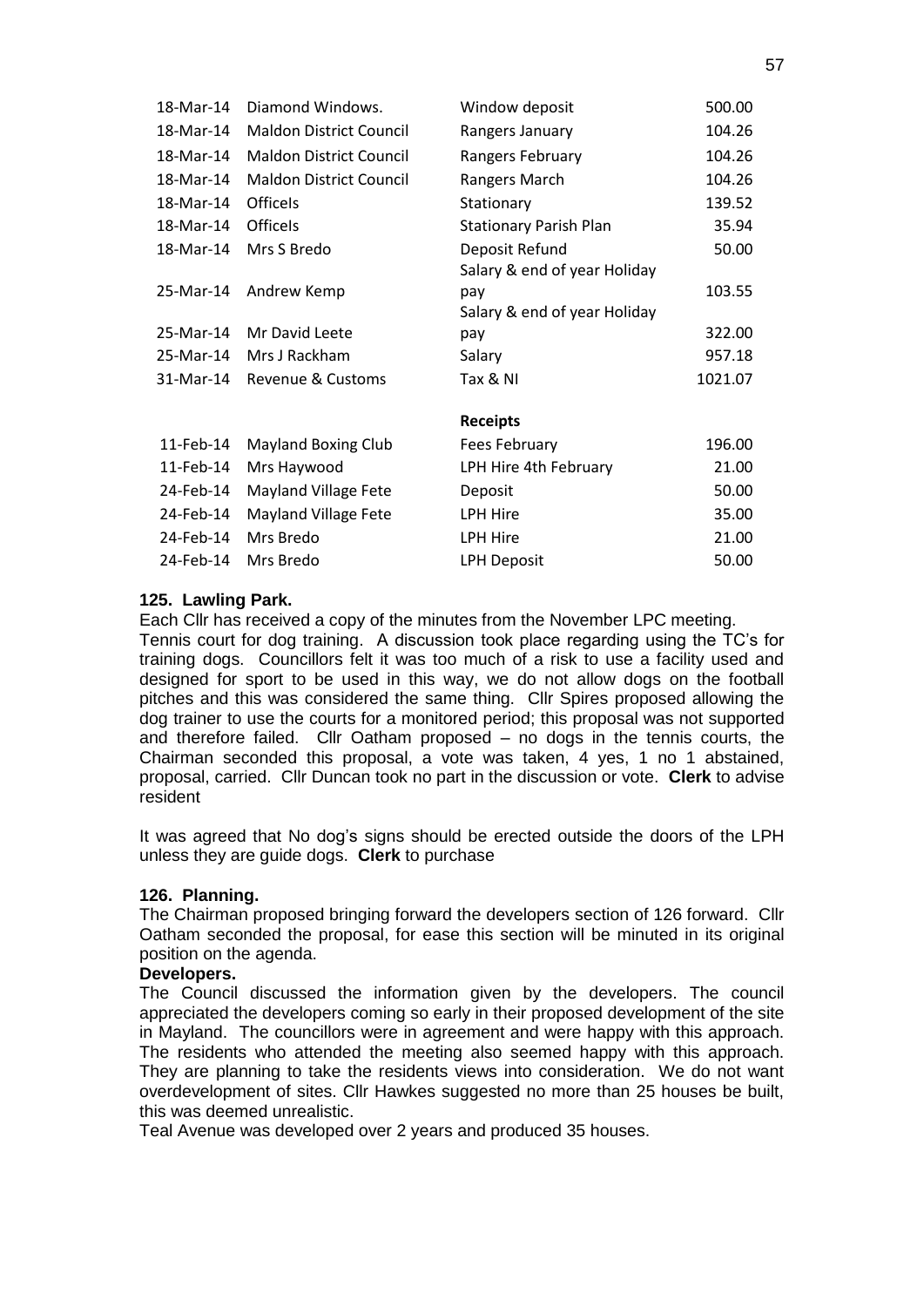| | | | |
|---|---|---|---|
| 18-Mar-14 | Diamond Windows. | Window deposit | 500.00 |
| 18-Mar-14 | Maldon District Council | Rangers January | 104.26 |
| 18-Mar-14 | Maldon District Council | Rangers February | 104.26 |
| 18-Mar-14 | Maldon District Council | Rangers March | 104.26 |
| 18-Mar-14 | Officels | Stationary | 139.52 |
| 18-Mar-14 | Officels | Stationary Parish Plan | 35.94 |
| 18-Mar-14 | Mrs S Bredo | Deposit Refund | 50.00 |
| 25-Mar-14 | Andrew Kemp | Salary & end of year Holiday pay | 103.55 |
| 25-Mar-14 | Mr David Leete | Salary & end of year Holiday pay | 322.00 |
| 25-Mar-14 | Mrs J Rackham | Salary | 957.18 |
| 31-Mar-14 | Revenue & Customs | Tax & NI | 1021.07 |
| | | **Receipts** | |
| 11-Feb-14 | Mayland Boxing Club | Fees February | 196.00 |
| 11-Feb-14 | Mrs Haywood | LPH Hire 4th February | 21.00 |
| 24-Feb-14 | Mayland Village Fete | Deposit | 50.00 |
| 24-Feb-14 | Mayland Village Fete | LPH Hire | 35.00 |
| 24-Feb-14 | Mrs Bredo | LPH Hire | 21.00 |
| 24-Feb-14 | Mrs Bredo | LPH Deposit | 50.00 |

**125. Lawling Park.**

Each Cllr has received a copy of the minutes from the November LPC meeting.
Tennis court for dog training. A discussion took place regarding using the TC's for training dogs. Councillors felt it was too much of a risk to use a facility used and designed for sport to be used in this way, we do not allow dogs on the football pitches and this was considered the same thing. Cllr Spires proposed allowing the dog trainer to use the courts for a monitored period; this proposal was not supported and therefore failed. Cllr Oatham proposed – no dogs in the tennis courts, the Chairman seconded this proposal, a vote was taken, 4 yes, 1 no 1 abstained, proposal, carried. Cllr Duncan took no part in the discussion or vote. **Clerk** to advise resident

It was agreed that No dog's signs should be erected outside the doors of the LPH unless they are guide dogs. **Clerk** to purchase

**126. Planning.**

The Chairman proposed bringing forward the developers section of 126 forward. Cllr Oatham seconded the proposal, for ease this section will be minuted in its original position on the agenda.

**Developers.**

The Council discussed the information given by the developers. The council appreciated the developers coming so early in their proposed development of the site in Mayland. The councillors were in agreement and were happy with this approach. The residents who attended the meeting also seemed happy with this approach. They are planning to take the residents views into consideration. We do not want overdevelopment of sites. Cllr Hawkes suggested no more than 25 houses be built, this was deemed unrealistic.

Teal Avenue was developed over 2 years and produced 35 houses.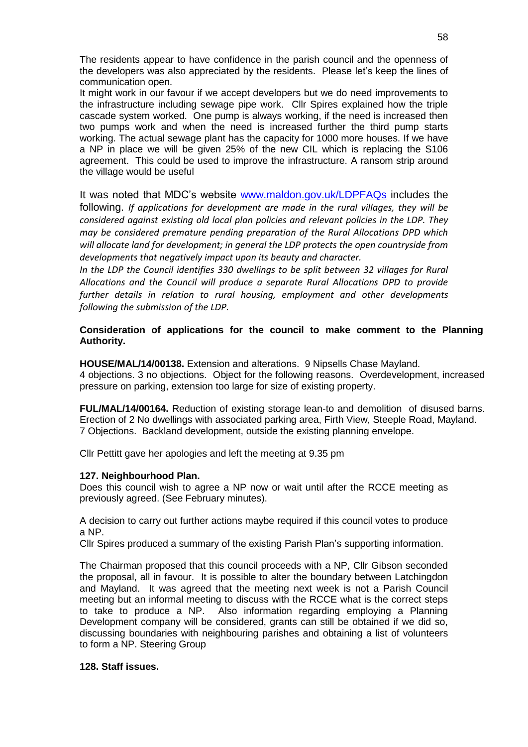The residents appear to have confidence in the parish council and the openness of the developers was also appreciated by the residents. Please let's keep the lines of communication open.
It might work in our favour if we accept developers but we do need improvements to the infrastructure including sewage pipe work. Cllr Spires explained how the triple cascade system worked. One pump is always working, if the need is increased then two pumps work and when the need is increased further the third pump starts working. The actual sewage plant has the capacity for 1000 more houses. If we have a NP in place we will be given 25% of the new CIL which is replacing the S106 agreement. This could be used to improve the infrastructure. A ransom strip around the village would be useful

It was noted that MDC's website www.maldon.gov.uk/LDPFAQs includes the following. *If applications for development are made in the rural villages, they will be considered against existing old local plan policies and relevant policies in the LDP. They may be considered premature pending preparation of the Rural Allocations DPD which will allocate land for development; in general the LDP protects the open countryside from developments that negatively impact upon its beauty and character.*
*In the LDP the Council identifies 330 dwellings to be split between 32 villages for Rural Allocations and the Council will produce a separate Rural Allocations DPD to provide further details in relation to rural housing, employment and other developments following the submission of the LDP.*

**Consideration of applications for the council to make comment to the Planning Authority.**

**HOUSE/MAL/14/00138.** Extension and alterations. 9 Nipsells Chase Mayland.
4 objections. 3 no objections. Object for the following reasons. Overdevelopment, increased pressure on parking, extension too large for size of existing property.

**FUL/MAL/14/00164.** Reduction of existing storage lean-to and demolition of disused barns. Erection of 2 No dwellings with associated parking area, Firth View, Steeple Road, Mayland.
7 Objections. Backland development, outside the existing planning envelope.

Cllr Pettitt gave her apologies and left the meeting at 9.35 pm

**127. Neighbourhood Plan.**
Does this council wish to agree a NP now or wait until after the RCCE meeting as previously agreed. (See February minutes).

A decision to carry out further actions maybe required if this council votes to produce a NP.
Cllr Spires produced a summary of the existing Parish Plan's supporting information.

The Chairman proposed that this council proceeds with a NP, Cllr Gibson seconded the proposal, all in favour. It is possible to alter the boundary between Latchingdon and Mayland. It was agreed that the meeting next week is not a Parish Council meeting but an informal meeting to discuss with the RCCE what is the correct steps to take to produce a NP. Also information regarding employing a Planning Development company will be considered, grants can still be obtained if we did so, discussing boundaries with neighbouring parishes and obtaining a list of volunteers to form a NP. Steering Group

**128. Staff issues.**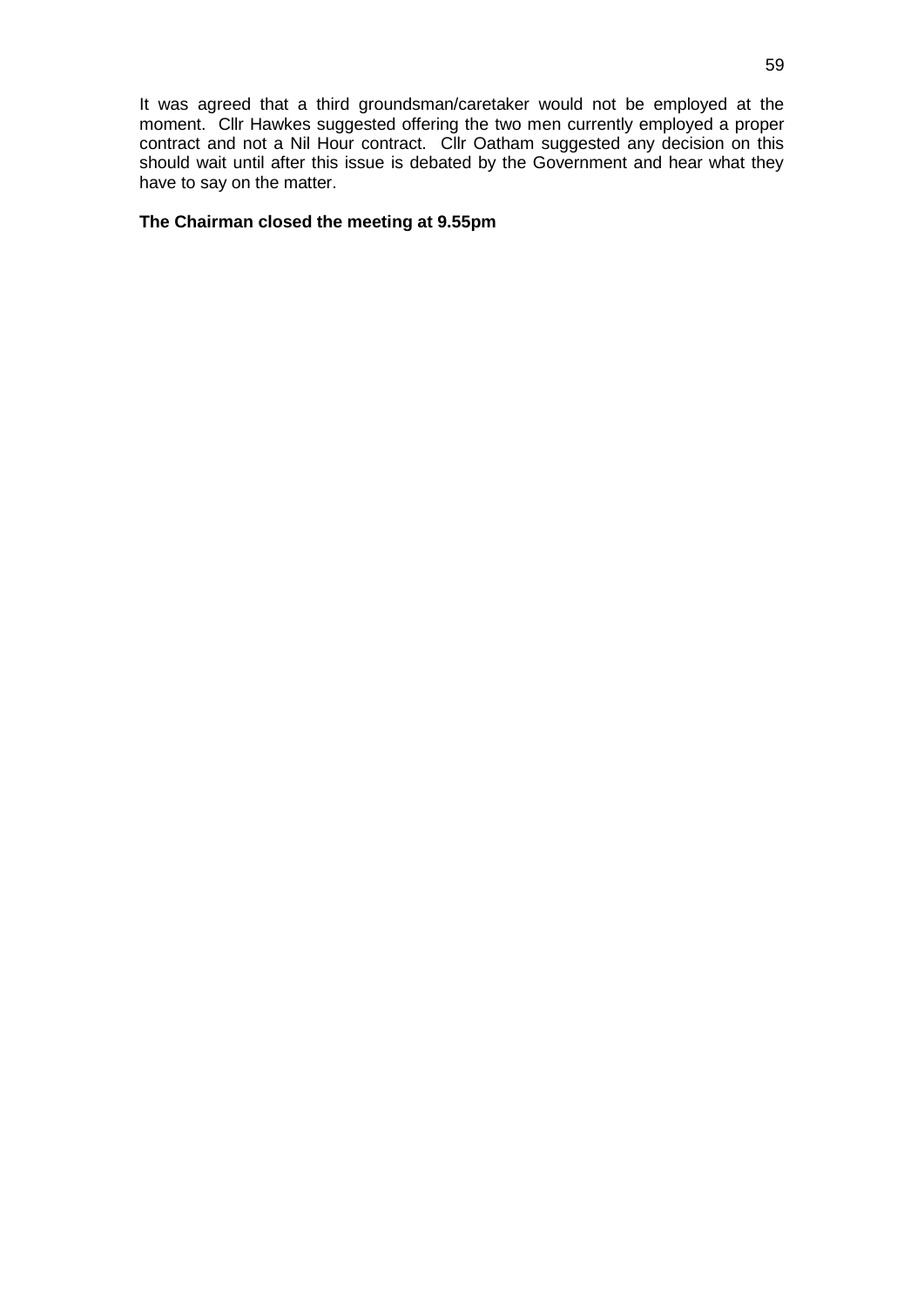It was agreed that a third groundsman/caretaker would not be employed at the moment. Cllr Hawkes suggested offering the two men currently employed a proper contract and not a Nil Hour contract. Cllr Oatham suggested any decision on this should wait until after this issue is debated by the Government and hear what they have to say on the matter.

**The Chairman closed the meeting at 9.55pm**